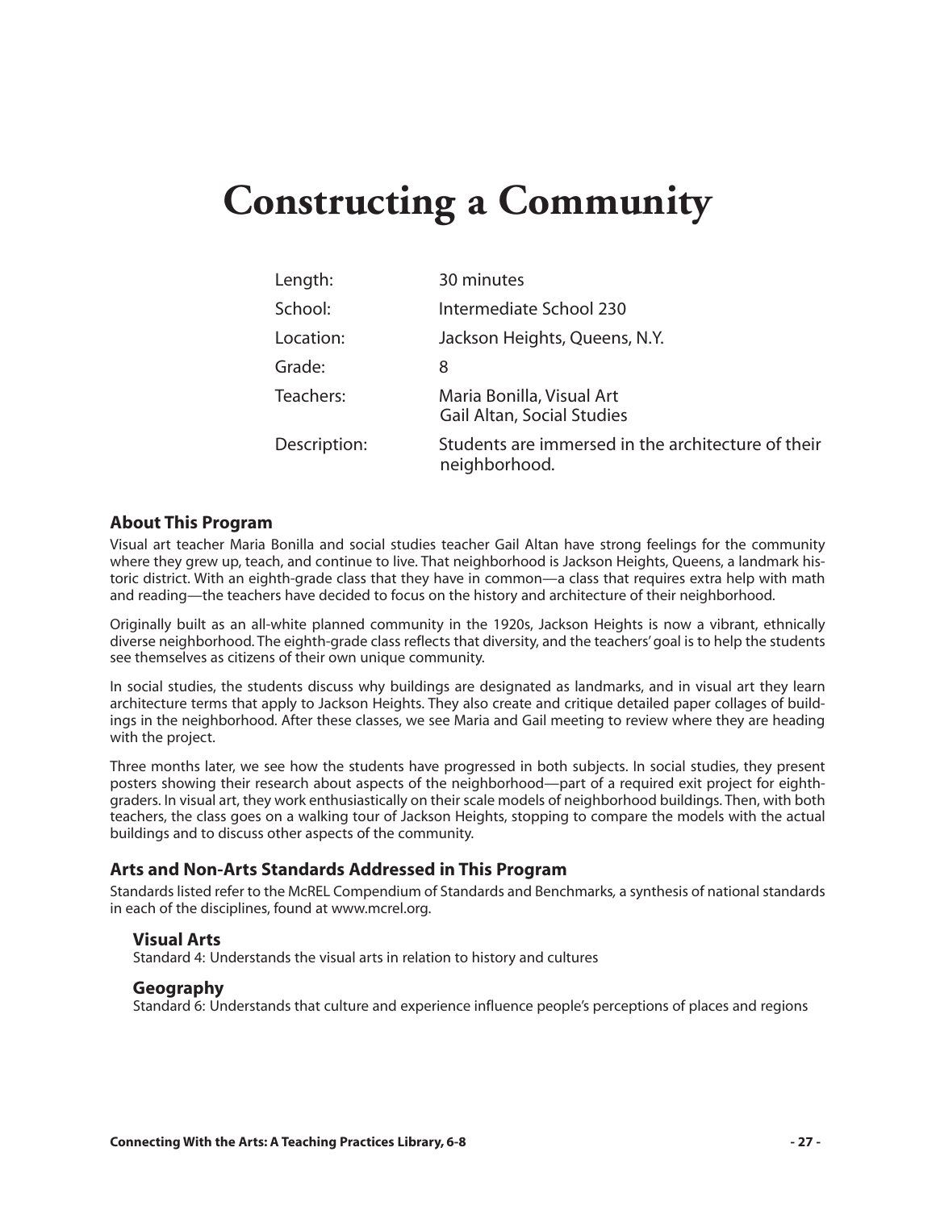# Constructing a Community

| | |
|---|---|
| Length: | 30 minutes |
| School: | Intermediate School 230 |
| Location: | Jackson Heights, Queens, N.Y. |
| Grade: | 8 |
| Teachers: | Maria Bonilla, Visual Art<br>Gail Altan, Social Studies |
| Description: | Students are immersed in the architecture of their neighborhood. |

## About This Program

Visual art teacher Maria Bonilla and social studies teacher Gail Altan have strong feelings for the community where they grew up, teach, and continue to live. That neighborhood is Jackson Heights, Queens, a landmark historic district. With an eighth-grade class that they have in common—a class that requires extra help with math and reading—the teachers have decided to focus on the history and architecture of their neighborhood.

Originally built as an all-white planned community in the 1920s, Jackson Heights is now a vibrant, ethnically diverse neighborhood. The eighth-grade class reflects that diversity, and the teachers' goal is to help the students see themselves as citizens of their own unique community.

In social studies, the students discuss why buildings are designated as landmarks, and in visual art they learn architecture terms that apply to Jackson Heights. They also create and critique detailed paper collages of buildings in the neighborhood. After these classes, we see Maria and Gail meeting to review where they are heading with the project.

Three months later, we see how the students have progressed in both subjects. In social studies, they present posters showing their research about aspects of the neighborhood—part of a required exit project for eighth-graders. In visual art, they work enthusiastically on their scale models of neighborhood buildings. Then, with both teachers, the class goes on a walking tour of Jackson Heights, stopping to compare the models with the actual buildings and to discuss other aspects of the community.

## Arts and Non-Arts Standards Addressed in This Program

Standards listed refer to the McREL Compendium of Standards and Benchmarks*,* a synthesis of national standards in each of the disciplines, found at www.mcrel.org.

### Visual Arts

Standard 4: Understands the visual arts in relation to history and cultures

### Geography

Standard 6: Understands that culture and experience influence people's perceptions of places and regions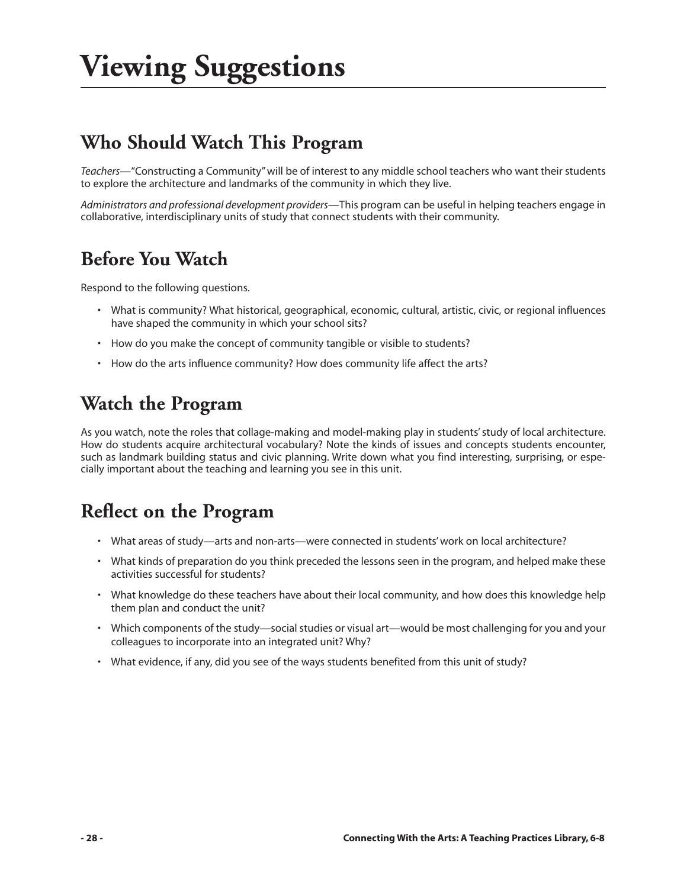# Viewing Suggestions

## Who Should Watch This Program

*Teachers*—"Constructing a Community" will be of interest to any middle school teachers who want their students to explore the architecture and landmarks of the community in which they live.

*Administrators and professional development providers*—This program can be useful in helping teachers engage in collaborative, interdisciplinary units of study that connect students with their community.

## Before You Watch

Respond to the following questions.

- What is community? What historical, geographical, economic, cultural, artistic, civic, or regional influences have shaped the community in which your school sits?
- How do you make the concept of community tangible or visible to students?
- How do the arts influence community? How does community life affect the arts?

## Watch the Program

As you watch, note the roles that collage-making and model-making play in students' study of local architecture. How do students acquire architectural vocabulary? Note the kinds of issues and concepts students encounter, such as landmark building status and civic planning. Write down what you find interesting, surprising, or especially important about the teaching and learning you see in this unit.

## Reflect on the Program

- What areas of study—arts and non-arts—were connected in students' work on local architecture?
- What kinds of preparation do you think preceded the lessons seen in the program, and helped make these activities successful for students?
- What knowledge do these teachers have about their local community, and how does this knowledge help them plan and conduct the unit?
- Which components of the study—social studies or visual art—would be most challenging for you and your colleagues to incorporate into an integrated unit? Why?
- What evidence, if any, did you see of the ways students benefited from this unit of study?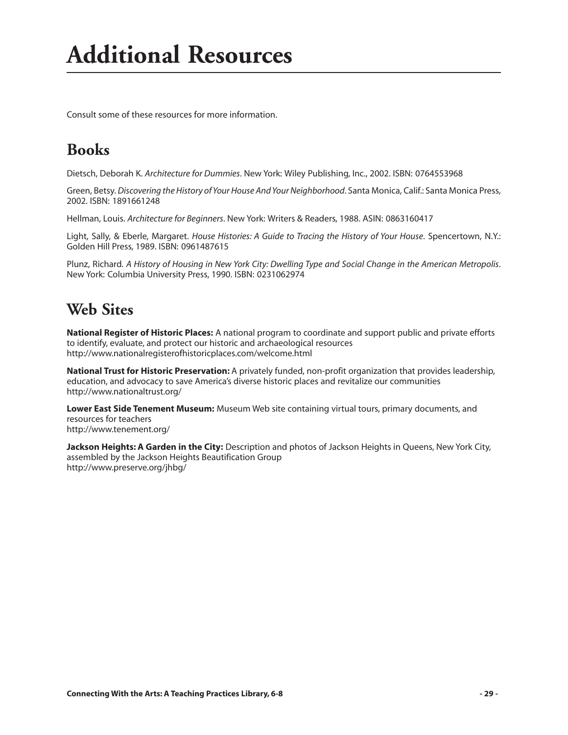# Additional Resources

Consult some of these resources for more information.

## Books

Dietsch, Deborah K. *Architecture for Dummies*. New York: Wiley Publishing, Inc., 2002. ISBN: 0764553968

Green, Betsy. *Discovering the History of Your House And Your Neighborhood*. Santa Monica, Calif.: Santa Monica Press, 2002. ISBN: 1891661248

Hellman, Louis. *Architecture for Beginners*. New York: Writers & Readers, 1988. ASIN: 0863160417

Light, Sally, & Eberle, Margaret. *House Histories: A Guide to Tracing the History of Your House*. Spencertown, N.Y.: Golden Hill Press, 1989. ISBN: 0961487615

Plunz, Richard. *A History of Housing in New York City: Dwelling Type and Social Change in the American Metropolis*. New York: Columbia University Press, 1990. ISBN: 0231062974

## Web Sites

**National Register of Historic Places:** A national program to coordinate and support public and private efforts to identify, evaluate, and protect our historic and archaeological resources
http://www.nationalregisterofhistoricplaces.com/welcome.html

**National Trust for Historic Preservation:** A privately funded, non-profit organization that provides leadership, education, and advocacy to save America's diverse historic places and revitalize our communities
http://www.nationaltrust.org/

**Lower East Side Tenement Museum:** Museum Web site containing virtual tours, primary documents, and resources for teachers
http://www.tenement.org/

**Jackson Heights: A Garden in the City:** Description and photos of Jackson Heights in Queens, New York City, assembled by the Jackson Heights Beautification Group
http://www.preserve.org/jhbg/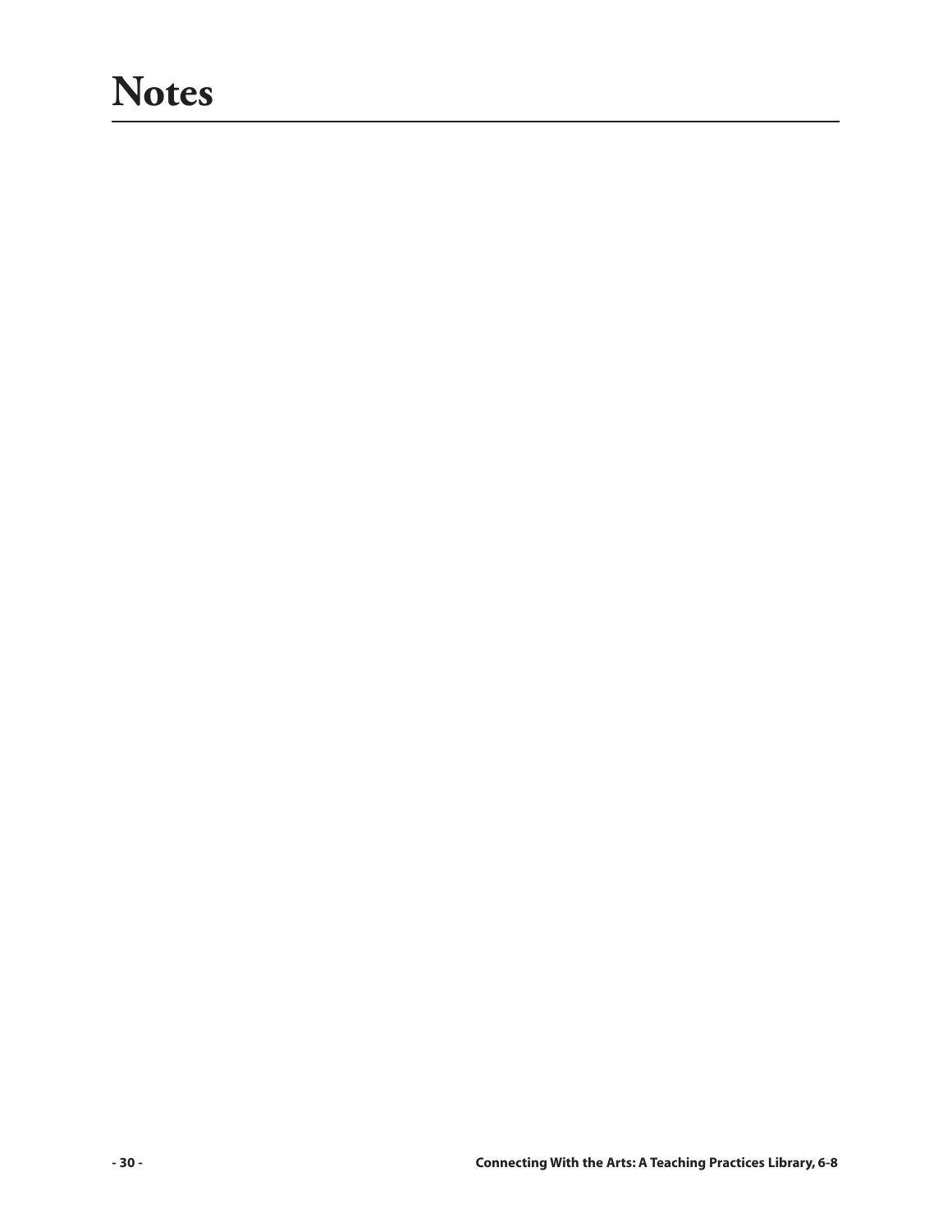# Notes